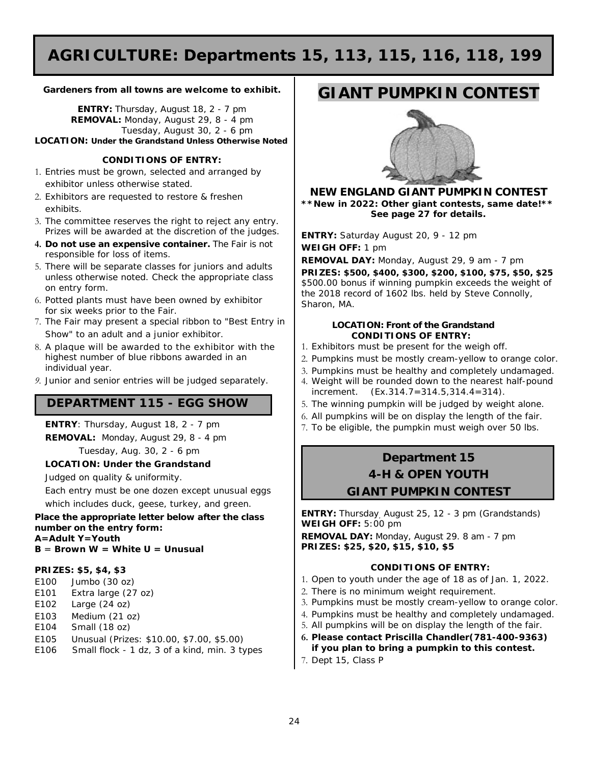# AGRICULTURE: Departments 15, 113, 115, 116, 118, 199

**Gardeners from all towns are welcome to exhibit.**

**ENTRY:** Thursday, August 18, 2 - 7 pm
**REMOVAL:** Monday, August 29, 8 - 4 pm
Tuesday, August 30, 2 - 6 pm
**LOCATION: Under the Grandstand Unless Otherwise Noted**

**CONDITIONS OF ENTRY:**

1. Entries must be grown, selected and arranged by exhibitor unless otherwise stated.
2. Exhibitors are requested to restore & freshen exhibits.
3. The committee reserves the right to reject any entry. Prizes will be awarded at the discretion of the judges.
4. **Do not use an expensive container.** The Fair is not responsible for loss of items.
5. There will be separate classes for juniors and adults unless otherwise noted. Check the appropriate class on entry form.
6. Potted plants must have been owned by exhibitor for six weeks prior to the Fair.
7. The Fair may present a special ribbon to "Best Entry in Show" to an adult and a junior exhibitor.
8. A plaque will be awarded to the exhibitor with the highest number of blue ribbons awarded in an individual year.
9. Junior and senior entries will be judged separately.

## DEPARTMENT 115 - EGG SHOW

**ENTRY**: Thursday, August 18, 2 - 7 pm
**REMOVAL:** Monday, August 29, 8 - 4 pm
Tuesday, Aug. 30, 2 - 6 pm
**LOCATION: Under the Grandstand**

Judged on quality & uniformity.

Each entry must be one dozen except unusual eggs which includes duck, geese, turkey, and green.

**Place the appropriate letter below after the class number on the entry form:**
**A=Adult Y=Youth**
**B = Brown W = White U = Unusual**

**PRIZES: $5, $4, $3**

- E100 Jumbo (30 oz)
- E101 Extra large (27 oz)
- E102 Large (24 oz)
- E103 Medium (21 oz)
- E104 Small (18 oz)
- E105 Unusual (Prizes: $10.00, $7.00, $5.00)
- E106 Small flock - 1 dz, 3 of a kind, min. 3 types

## GIANT PUMPKIN CONTEST

### NEW ENGLAND GIANT PUMPKIN CONTEST

**\*\*New in 2022: Other giant contests, same date!\*\***
**See page 27 for details.**

**ENTRY:** Saturday August 20, 9 - 12 pm
**WEIGH OFF:** 1 pm
**REMOVAL DAY:** Monday, August 29, 9 am - 7 pm
**PRIZES: $500, $400, $300, $200, $100, $75, $50, $25**
$500.00 bonus if winning pumpkin exceeds the weight of the 2018 record of 1602 lbs. held by Steve Connolly, Sharon, MA.

**LOCATION: Front of the Grandstand**
**CONDITIONS OF ENTRY:**

1. Exhibitors must be present for the weigh off.
2. Pumpkins must be mostly cream-yellow to orange color.
3. Pumpkins must be healthy and completely undamaged.
4. Weight will be rounded down to the nearest half-pound increment. (Ex.314.7=314.5,314.4=314).
5. The winning pumpkin will be judged by weight alone.
6. All pumpkins will be on display the length of the fair.
7. To be eligible, the pumpkin must weigh over 50 lbs.

## Department 15 4-H & OPEN YOUTH GIANT PUMPKIN CONTEST

**ENTRY:** Thursday, August 25, 12 - 3 pm (Grandstands)
**WEIGH OFF:** 5:00 pm
**REMOVAL DAY:** Monday, August 29. 8 am - 7 pm
**PRIZES: $25, $20, $15, $10, $5**

**CONDITIONS OF ENTRY:**

1. Open to youth under the age of 18 as of Jan. 1, 2022.
2. There is no minimum weight requirement.
3. Pumpkins must be mostly cream-yellow to orange color.
4. Pumpkins must be healthy and completely undamaged.
5. All pumpkins will be on display the length of the fair.
6. **Please contact Priscilla Chandler(781-400-9363) if you plan to bring a pumpkin to this contest.**
7. Dept 15, Class P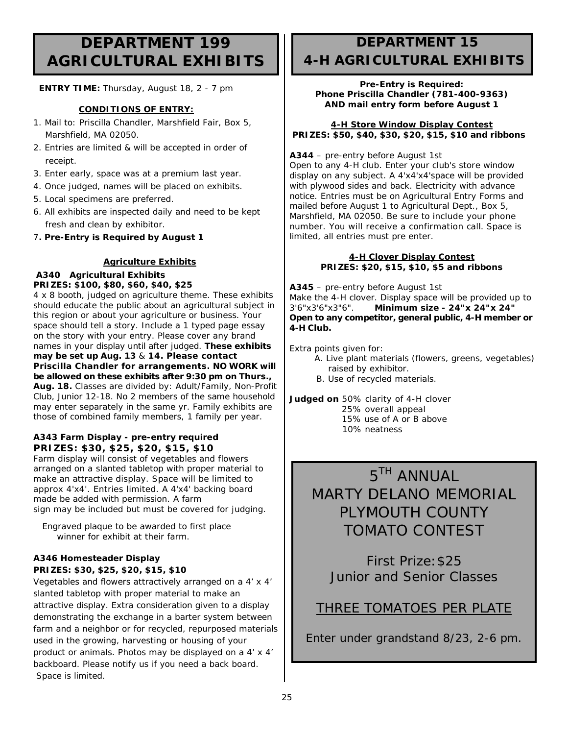# DEPARTMENT 199 AGRICULTURAL EXHIBITS

**ENTRY TIME:** Thursday, August 18, 2 - 7 pm

**CONDITIONS OF ENTRY:**

1. Mail to: Priscilla Chandler, Marshfield Fair, Box 5, Marshfield, MA 02050.
2. Entries are limited & will be accepted in order of receipt.
3. Enter early, space was at a premium last year.
4. Once judged, names will be placed on exhibits.
5. Local specimens are preferred.
6. All exhibits are inspected daily and need to be kept fresh and clean by exhibitor.
7. **Pre-Entry is Required by August 1**

**Agriculture Exhibits**

**A340 Agricultural Exhibits**
**PRIZES: $100, $80, $60, $40, $25**

4 x 8 booth, judged on agriculture theme. These exhibits should educate the public about an agricultural subject in this region or about your agriculture or business. Your space should tell a story. Include a 1 typed page essay on the story with your entry. Please cover any brand names in your display until after judged. **These exhibits may be set up Aug. 13** & **14. Please contact Priscilla Chandler for arrangements. NO WORK will be allowed on these exhibits after 9:30 pm on Thurs., Aug. 18.** Classes are divided by: Adult/Family, Non-Profit Club, Junior 12-18. No 2 members of the same household may enter separately in the same yr. Family exhibits are those of combined family members, 1 family per year.

**A343 Farm Display - pre-entry required**
**PRIZES: $30, $25, $20, $15, $10**

Farm display will consist of vegetables and flowers arranged on a slanted tabletop with proper material to make an attractive display. Space will be limited to approx 4'x4'. Entries limited. A 4'x4' backing board made be added with permission. A farm sign may be included but must be covered for judging.

Engraved plaque to be awarded to first place winner for exhibit at their farm.

**A346 Homesteader Display**
**PRIZES: $30, $25, $20, $15, $10**

Vegetables and flowers attractively arranged on a 4' x 4' slanted tabletop with proper material to make an attractive display. Extra consideration given to a display demonstrating the exchange in a barter system between farm and a neighbor or for recycled, repurposed materials used in the growing, harvesting or housing of your product or animals. Photos may be displayed on a 4' x 4' backboard. Please notify us if you need a back board. Space is limited.

# DEPARTMENT 15 4-H AGRICULTURAL EXHIBITS

**Pre-Entry is Required:**
**Phone Priscilla Chandler (781-400-9363)**
**AND mail entry form before August 1**

**4-H Store Window Display Contest**
**PRIZES: $50, $40, $30, $20, $15, $10 and ribbons**

**A344** – pre-entry before August 1st
Open to any 4-H club. Enter your club's store window display on any subject. A 4'x4'x4'space will be provided with plywood sides and back. Electricity with advance notice. Entries must be on Agricultural Entry Forms and mailed before August 1 to Agricultural Dept., Box 5, Marshfield, MA 02050. Be sure to include your phone number. You will receive a confirmation call. Space is limited, all entries must pre enter.

**4-H Clover Display Contest**
**PRIZES: $20, $15, $10, $5 and ribbons**

**A345** – pre-entry before August 1st
Make the 4-H clover. Display space will be provided up to 3'6"x3'6"x3'6". **Minimum size - 24"x 24"x 24"**
**Open to any competitor, general public, 4-H member or 4-H Club.**

Extra points given for:

A. Live plant materials (flowers, greens, vegetables) raised by exhibitor.
B. Use of recycled materials.

**Judged on** 50% clarity of 4-H clover
25% overall appeal
15% use of A or B above
10% neatness

## 5TH ANNUAL MARTY DELANO MEMORIAL PLYMOUTH COUNTY TOMATO CONTEST

First Prize: $25
Junior and Senior Classes

THREE TOMATOES PER PLATE

Enter under grandstand 8/23, 2-6 pm.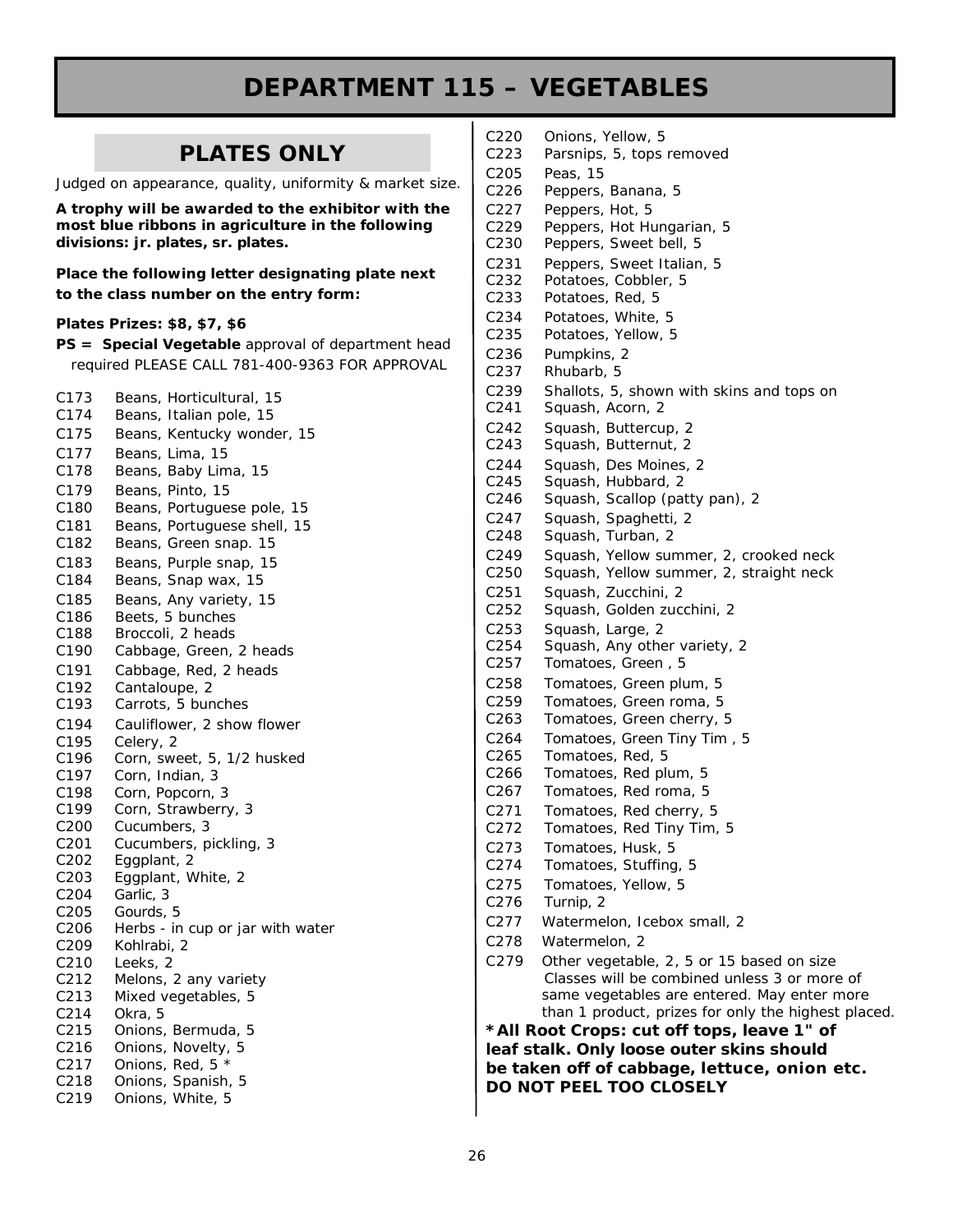# DEPARTMENT 115 – VEGETABLES

## PLATES ONLY

Judged on appearance, quality, uniformity & market size.

**A trophy will be awarded to the exhibitor with the most blue ribbons in agriculture in the following divisions: jr. plates, sr. plates.**

**Place the following letter designating plate next to the class number on the entry form:**

**Plates Prizes: $8, $7, $6**

**PS = Special Vegetable** approval of department head required PLEASE CALL 781-400-9363 FOR APPROVAL

- C173 Beans, Horticultural, 15
- C174 Beans, Italian pole, 15
- C175 Beans, Kentucky wonder, 15
- C177 Beans, Lima, 15
- C178 Beans, Baby Lima, 15
- C179 Beans, Pinto, 15
- C180 Beans, Portuguese pole, 15
- C181 Beans, Portuguese shell, 15
- C182 Beans, Green snap. 15
- C183 Beans, Purple snap, 15
- C184 Beans, Snap wax, 15
- C185 Beans, Any variety, 15
- C186 Beets, 5 bunches
- C188 Broccoli, 2 heads
- C190 Cabbage, Green, 2 heads
- C191 Cabbage, Red, 2 heads
- C192 Cantaloupe, 2
- C193 Carrots, 5 bunches
- C194 Cauliflower, 2 show flower
- C195 Celery, 2
- C196 Corn, sweet, 5, 1/2 husked
- C197 Corn, Indian, 3
- C198 Corn, Popcorn, 3
- C199 Corn, Strawberry, 3
- C200 Cucumbers, 3
- C201 Cucumbers, pickling, 3
- C202 Eggplant, 2
- C203 Eggplant, White, 2
- C204 Garlic, 3
- C205 Gourds, 5
- C206 Herbs - in cup or jar with water
- C209 Kohlrabi, 2
- C210 Leeks, 2
- C212 Melons, 2 any variety
- C213 Mixed vegetables, 5
- C214 Okra, 5
- C215 Onions, Bermuda, 5
- C216 Onions, Novelty, 5
- C217 Onions, Red, 5 *
- C218 Onions, Spanish, 5
- C219 Onions, White, 5
- C220 Onions, Yellow, 5
- C223 Parsnips, 5, tops removed
- C205 Peas, 15
- C226 Peppers, Banana, 5
- C227 Peppers, Hot, 5
- C229 Peppers, Hot Hungarian, 5
- C230 Peppers, Sweet bell, 5
- C231 Peppers, Sweet Italian, 5
- C232 Potatoes, Cobbler, 5
- C233 Potatoes, Red, 5
- C234 Potatoes, White, 5
- C235 Potatoes, Yellow, 5
- C236 Pumpkins, 2
- C237 Rhubarb, 5
- C239 Shallots, 5, shown with skins and tops on
- C241 Squash, Acorn, 2
- C242 Squash, Buttercup, 2
- C243 Squash, Butternut, 2
- C244 Squash, Des Moines, 2
- C245 Squash, Hubbard, 2
- C246 Squash, Scallop (patty pan), 2
- C247 Squash, Spaghetti, 2
- C248 Squash, Turban, 2
- C249 Squash, Yellow summer, 2, crooked neck
- C250 Squash, Yellow summer, 2, straight neck
- C251 Squash, Zucchini, 2
- C252 Squash, Golden zucchini, 2
- C253 Squash, Large, 2
- C254 Squash, Any other variety, 2
- C257 Tomatoes, Green , 5
- C258 Tomatoes, Green plum, 5
- C259 Tomatoes, Green roma, 5
- C263 Tomatoes, Green cherry, 5
- C264 Tomatoes, Green Tiny Tim , 5
- C265 Tomatoes, Red, 5
- C266 Tomatoes, Red plum, 5
- C267 Tomatoes, Red roma, 5
- C271 Tomatoes, Red cherry, 5
- C272 Tomatoes, Red Tiny Tim, 5
- C273 Tomatoes, Husk, 5
- C274 Tomatoes, Stuffing, 5
- C275 Tomatoes, Yellow, 5
- C276 Turnip, 2
- C277 Watermelon, Icebox small, 2
- C278 Watermelon, 2
- C279 Other vegetable, 2, 5 or 15 based on size
  Classes will be combined unless 3 or more of same vegetables are entered. May enter more than 1 product, prizes for only the highest placed.

**\*All Root Crops: cut off tops, leave 1" of leaf stalk. Only loose outer skins should be taken off of cabbage, lettuce, onion etc. DO NOT PEEL TOO CLOSELY**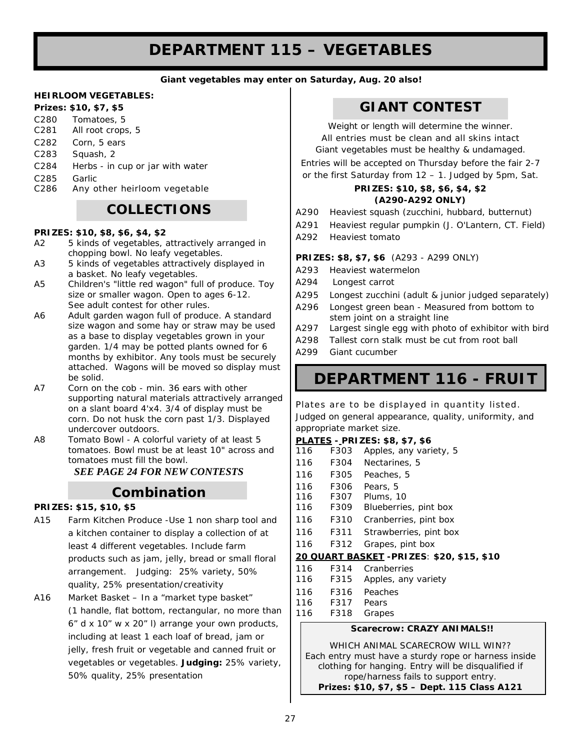# DEPARTMENT 115 – VEGETABLES

**Giant vegetables may enter on Saturday, Aug. 20 also!**

**HEIRLOOM VEGETABLES:**

**Prizes: $10, $7, $5**

- C280 Tomatoes, 5
- C281 All root crops, 5
- C282 Corn, 5 ears
- C283 Squash, 2
- C284 Herbs - in cup or jar with water
- C285 Garlic
- C286 Any other heirloom vegetable

## COLLECTIONS

**PRIZES: $10, $8, $6, $4, $2**

- A2 5 kinds of vegetables, attractively arranged in chopping bowl. No leafy vegetables.
- A3 5 kinds of vegetables attractively displayed in a basket. No leafy vegetables.
- A5 Children's "little red wagon" full of produce. Toy size or smaller wagon. Open to ages 6-12. See adult contest for other rules.
- A6 Adult garden wagon full of produce. A standard size wagon and some hay or straw may be used as a base to display vegetables grown in your garden. 1/4 may be potted plants owned for 6 months by exhibitor. Any tools must be securely attached. Wagons will be moved so display must be solid.
- A7 Corn on the cob - min. 36 ears with other supporting natural materials attractively arranged on a slant board 4'x4. 3/4 of display must be corn. Do not husk the corn past 1/3. Displayed undercover outdoors.
- A8 Tomato Bowl - A colorful variety of at least 5 tomatoes. Bowl must be at least 10" across and tomatoes must fill the bowl.

***SEE PAGE 24 FOR NEW CONTESTS***

## Combination

**PRIZES: $15, $10, $5**

- A15 Farm Kitchen Produce -Use 1 non sharp tool and a kitchen container to display a collection of at least 4 different vegetables. Include farm products such as jam, jelly, bread or small floral arrangement. Judging: 25% variety, 50% quality, 25% presentation/creativity
- A16 Market Basket – In a "market type basket" (1 handle, flat bottom, rectangular, no more than 6" d x 10" w x 20" l) arrange your own products, including at least 1 each loaf of bread, jam or jelly, fresh fruit or vegetable and canned fruit or vegetables or vegetables. **Judging:** 25% variety, 50% quality, 25% presentation

## GIANT CONTEST

Weight or length will determine the winner.
All entries must be clean and all skins intact
Giant vegetables must be healthy & undamaged.
Entries will be accepted on Thursday before the fair 2-7 or the first Saturday from 12 – 1. Judged by 5pm, Sat.

**PRIZES: $10, $8, $6, $4, $2**
**(A290-A292 ONLY)**

- A290 Heaviest squash (zucchini, hubbard, butternut)
- A291 Heaviest regular pumpkin (J. O'Lantern, CT. Field)
- A292 Heaviest tomato

**PRIZES: $8, $7, $6** (A293 - A299 ONLY)

- A293 Heaviest watermelon
- A294 Longest carrot
- A295 Longest zucchini (adult & junior judged separately)
- A296 Longest green bean - Measured from bottom to stem joint on a straight line
- A297 Largest single egg with photo of exhibitor with bird
- A298 Tallest corn stalk must be cut from root ball
- A299 Giant cucumber

# DEPARTMENT 116 - FRUIT

Plates are to be displayed in quantity listed. Judged on general appearance, quality, uniformity, and appropriate market size.

**PLATES - PRIZES: $8, $7, $6**

- 116 F303 Apples, any variety, 5
- 116 F304 Nectarines, 5
- 116 F305 Peaches, 5
- 116 F306 Pears, 5
- 116 F307 Plums, 10
- 116 F309 Blueberries, pint box
- 116 F310 Cranberries, pint box
- 116 F311 Strawberries, pint box
- 116 F312 Grapes, pint box

**20 QUART BASKET -PRIZES: $20, $15, $10**

- 116 F314 Cranberries
- 116 F315 Apples, any variety
- 116 F316 Peaches
- 116 F317 Pears
- 116 F318 Grapes

**Scarecrow: CRAZY ANIMALS!!**

WHICH ANIMAL SCARECROW WILL WIN??
Each entry must have a sturdy rope or harness inside clothing for hanging. Entry will be disqualified if rope/harness fails to support entry.
**Prizes: $10, $7, $5 – Dept. 115 Class A121**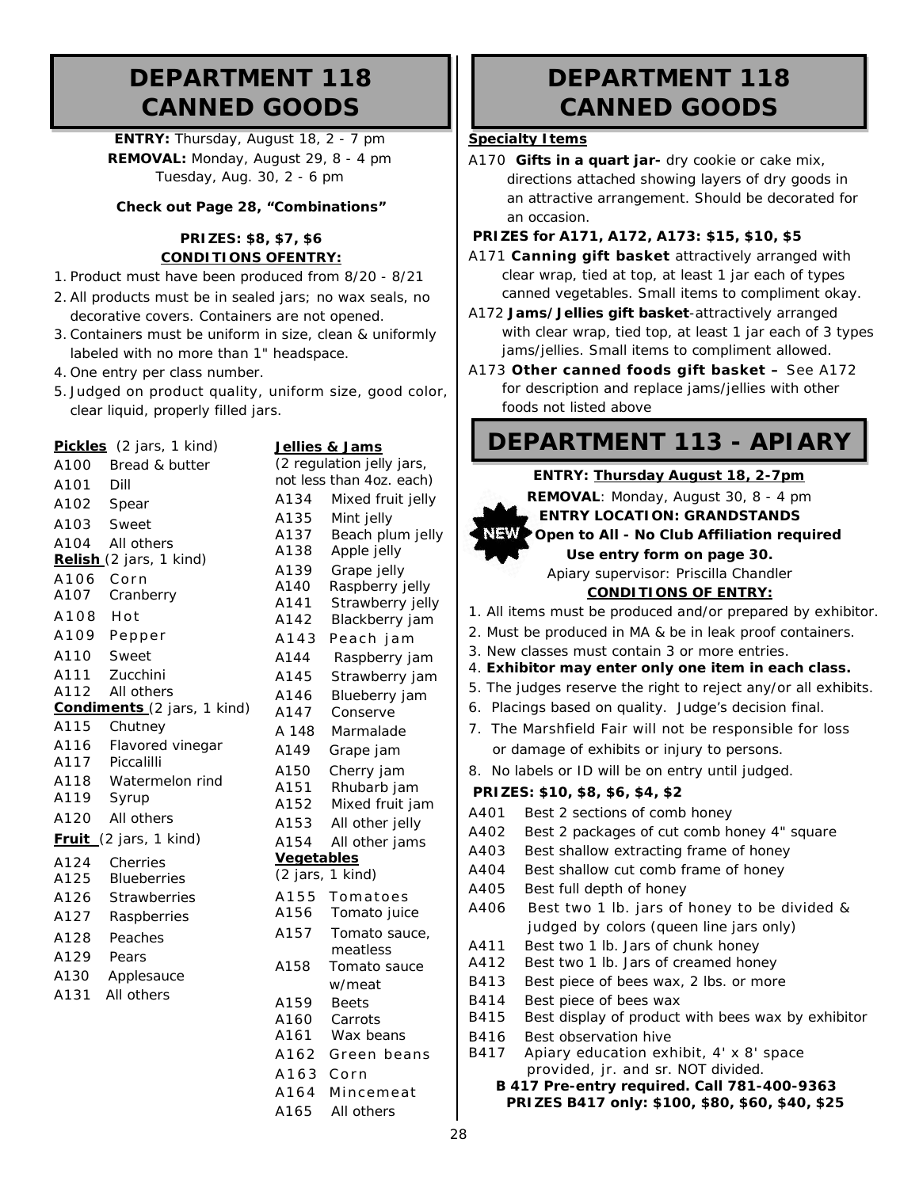# DEPARTMENT 118 CANNED GOODS

**ENTRY:** Thursday, August 18, 2 - 7 pm
**REMOVAL:** Monday, August 29, 8 - 4 pm
Tuesday, Aug. 30, 2 - 6 pm

**Check out Page 28, "Combinations"**

**PRIZES: $8, $7, $6**
**CONDITIONS OFENTRY:**

1. Product must have been produced from 8/20 - 8/21
2. All products must be in sealed jars; no wax seals, no decorative covers. Containers are not opened.
3. Containers must be uniform in size, clean & uniformly labeled with no more than 1" headspace.
4. One entry per class number.
5. Judged on product quality, uniform size, good color, clear liquid, properly filled jars.

**Pickles** (2 jars, 1 kind)
- A100 Bread & butter
- A101 Dill
- A102 Spear
- A103 Sweet
- A104 All others

**Relish** (2 jars, 1 kind)
- A106 Corn
- A107 Cranberry
- A108 Hot
- A109 Pepper
- A110 Sweet
- A111 Zucchini
- A112 All others

**Condiments** (2 jars, 1 kind)
- A115 Chutney
- A116 Flavored vinegar
- A117 Piccalilli
- A118 Watermelon rind
- A119 Syrup
- A120 All others

**Fruit** (2 jars, 1 kind)
- A124 Cherries
- A125 Blueberries
- A126 Strawberries
- A127 Raspberries
- A128 Peaches
- A129 Pears
- A130 Applesauce
- A131 All others

**Jellies & Jams**
(2 regulation jelly jars, not less than 4oz. each)
- A134 Mixed fruit jelly
- A135 Mint jelly
- A137 Beach plum jelly
- A138 Apple jelly
- A139 Grape jelly
- A140 Raspberry jelly
- A141 Strawberry jelly
- A142 Blackberry jam
- A143 Peach jam
- A144 Raspberry jam
- A145 Strawberry jam
- A146 Blueberry jam
- A147 Conserve
- A 148 Marmalade
- A149 Grape jam
- A150 Cherry jam
- A151 Rhubarb jam
- A152 Mixed fruit jam
- A153 All other jelly
- A154 All other jams

**Vegetables**
(2 jars, 1 kind)
- A155 Tomatoes
- A156 Tomato juice
- A157 Tomato sauce, meatless
- A158 Tomato sauce w/meat
- A159 Beets
- A160 Carrots
- A161 Wax beans
- A162 Green beans
- A163 Corn
- A164 Mincemeat
- A165 All others

# DEPARTMENT 118 CANNED GOODS

**Specialty Items**

A170 **Gifts in a quart jar-** dry cookie or cake mix, directions attached showing layers of dry goods in an attractive arrangement. Should be decorated for an occasion.

**PRIZES for A171, A172, A173: $15, $10, $5**

A171 **Canning gift basket** attractively arranged with clear wrap, tied at top, at least 1 jar each of types canned vegetables. Small items to compliment okay.

A172 **Jams/Jellies gift basket**-attractively arranged with clear wrap, tied top, at least 1 jar each of 3 types jams/jellies. Small items to compliment allowed.

A173 **Other canned foods gift basket –** See A172 for description and replace jams/jellies with other foods not listed above

# DEPARTMENT 113 - APIARY

**ENTRY: Thursday August 18, 2-7pm**
**REMOVAL**: Monday, August 30, 8 - 4 pm
**ENTRY LOCATION: GRANDSTANDS**
NEW **Open to All - No Club Affiliation required**
**Use entry form on page 30.**
Apiary supervisor: Priscilla Chandler

**CONDITIONS OF ENTRY:**

1. All items must be produced and/or prepared by exhibitor.
2. Must be produced in MA & be in leak proof containers.
3. New classes must contain 3 or more entries.
4. **Exhibitor may enter only one item in each class.**
5. The judges reserve the right to reject any/or all exhibits.
6. Placings based on quality. Judge's decision final.
7. The Marshfield Fair will not be responsible for loss or damage of exhibits or injury to persons.
8. No labels or ID will be on entry until judged.

**PRIZES: $10, $8, $6, $4, $2**

- A401 Best 2 sections of comb honey
- A402 Best 2 packages of cut comb honey 4" square
- A403 Best shallow extracting frame of honey
- A404 Best shallow cut comb frame of honey
- A405 Best full depth of honey
- A406 Best two 1 lb. jars of honey to be divided & judged by colors (queen line jars only)
- A411 Best two 1 lb. Jars of chunk honey
- A412 Best two 1 lb. Jars of creamed honey
- B413 Best piece of bees wax, 2 lbs. or more
- B414 Best piece of bees wax
- B415 Best display of product with bees wax by exhibitor
- B416 Best observation hive
- B417 Apiary education exhibit, 4' x 8' space provided, jr. and sr. NOT divided.

**B 417 Pre-entry required. Call 781-400-9363**
**PRIZES B417 only: $100, $80, $60, $40, $25**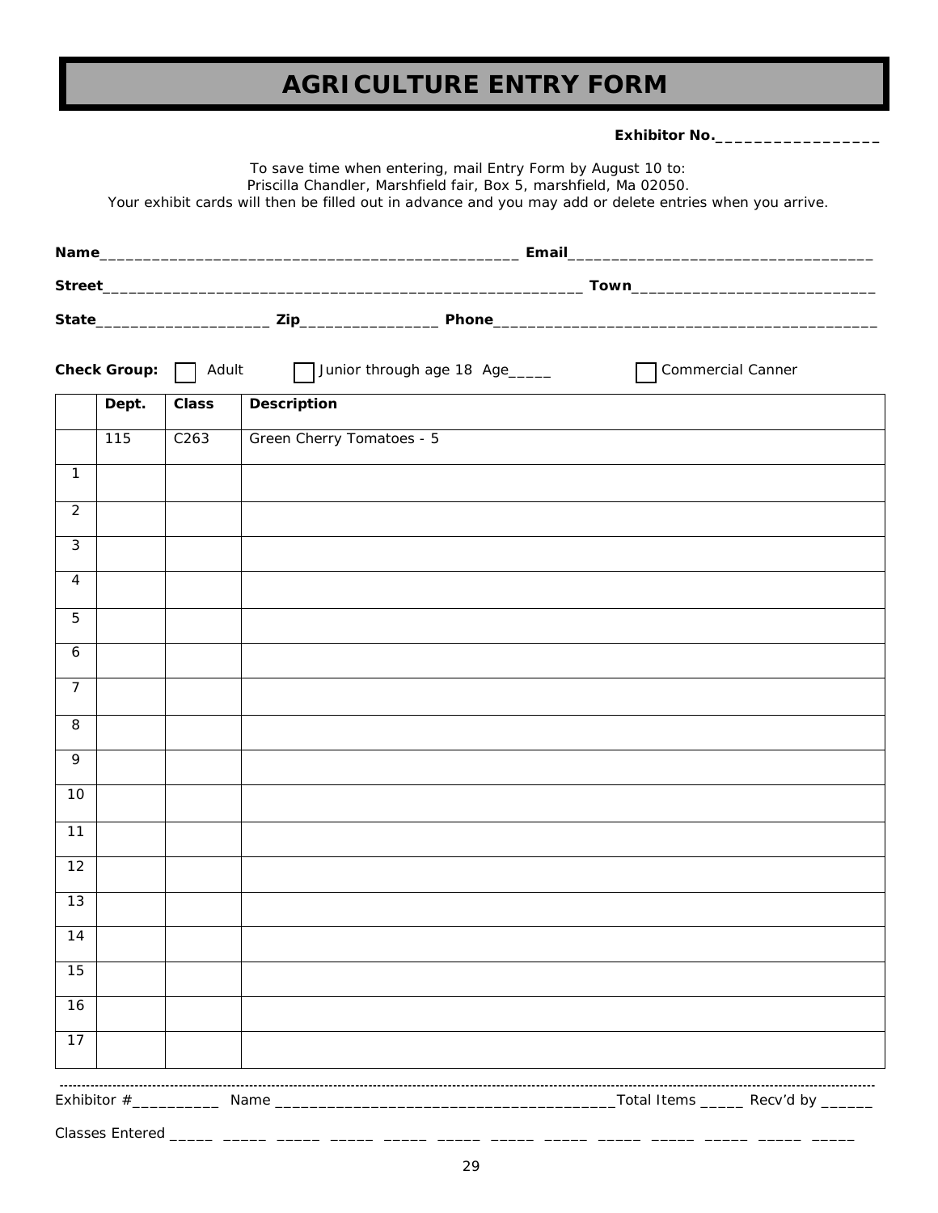# AGRICULTURE ENTRY FORM

**Exhibitor No.__________________**

To save time when entering, mail Entry Form by August 10 to:
Priscilla Chandler, Marshfield fair, Box 5, marshfield, Ma 02050.
Your exhibit cards will then be filled out in advance and you may add or delete entries when you arrive.

**Name**_________________________________________________ **Email**___________________________________

**Street**_______________________________________________________ **Town**____________________________

**State**____________________ **Zip**________________ **Phone**____________________________________________

**Check Group:** ☐ Adult ☐ Junior through age 18 Age_____ ☐ Commercial Canner

| | Dept. | Class | Description |
|---|---|---|---|
| | 115 | C263 | Green Cherry Tomatoes - 5 |
| 1 | | | |
| 2 | | | |
| 3 | | | |
| 4 | | | |
| 5 | | | |
| 6 | | | |
| 7 | | | |
| 8 | | | |
| 9 | | | |
| 10 | | | |
| 11 | | | |
| 12 | | | |
| 13 | | | |
| 14 | | | |
| 15 | | | |
| 16 | | | |
| 17 | | | |

---

Exhibitor #__________ Name ________________________________________Total Items _____ Recv'd by ______

Classes Entered _____ _____ _____ _____ _____ _____ _____ _____ _____ _____ _____ _____ _____